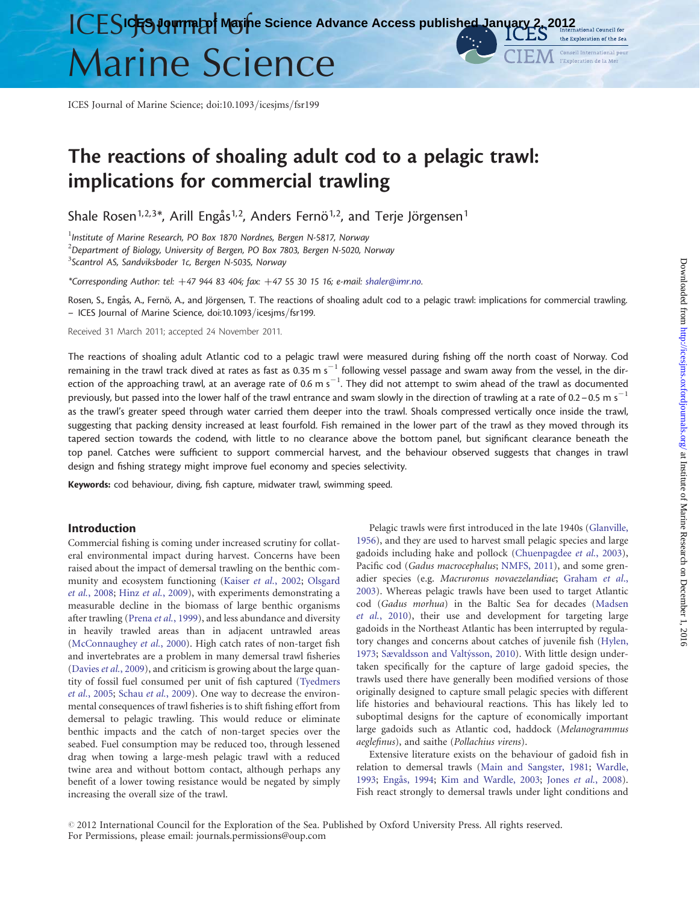# The reactions of shoaling adult cod to a pelagic trawl: implications for commercial trawling

Shale Rosen[1,2,3]*, Arill Engås[1,2], Anders Fernö[1,2], and Terje Jörgensen[1]

[1]*Institute of Marine Research, PO Box 1870 Nordnes, Bergen N-5817, Norway*
[2]*Department of Biology, University of Bergen, PO Box 7803, Bergen N-5020, Norway*
[3]*Scantrol AS, Sandviksboder 1c, Bergen N-5035, Norway*

*Corresponding Author: tel: +47 944 83 404; fax: +47 55 30 15 16; e-mail: shaler@imr.no.

Rosen, S., Engås, A., Fernö, A., and Jörgensen, T. The reactions of shoaling adult cod to a pelagic trawl: implications for commercial trawling. – ICES Journal of Marine Science, doi:10.1093/icesjms/fsr199.

Received 31 March 2011; accepted 24 November 2011.

The reactions of shoaling adult Atlantic cod to a pelagic trawl were measured during fishing off the north coast of Norway. Cod remaining in the trawl track dived at rates as fast as 0.35 m $s^{-1}$ following vessel passage and swam away from the vessel, in the direction of the approaching trawl, at an average rate of 0.6 m $s^{-1}$. They did not attempt to swim ahead of the trawl as documented previously, but passed into the lower half of the trawl entrance and swam slowly in the direction of trawling at a rate of 0.2–0.5 m $s^{-1}$ as the trawl's greater speed through water carried them deeper into the trawl. Shoals compressed vertically once inside the trawl, suggesting that packing density increased at least fourfold. Fish remained in the lower part of the trawl as they moved through its tapered section towards the codend, with little to no clearance above the bottom panel, but significant clearance beneath the top panel. Catches were sufficient to support commercial harvest, and the behaviour observed suggests that changes in trawl design and fishing strategy might improve fuel economy and species selectivity.

**Keywords:** cod behaviour, diving, fish capture, midwater trawl, swimming speed.

## Introduction

Commercial fishing is coming under increased scrutiny for collateral environmental impact during harvest. Concerns have been raised about the impact of demersal trawling on the benthic community and ecosystem functioning (Kaiser *et al.*, 2002; Olsgard *et al.*, 2008; Hinz *et al.*, 2009), with experiments demonstrating a measurable decline in the biomass of large benthic organisms after trawling (Prena *et al.*, 1999), and less abundance and diversity in heavily trawled areas than in adjacent untrawled areas (McConnaughey *et al.*, 2000). High catch rates of non-target fish and invertebrates are a problem in many demersal trawl fisheries (Davies *et al.*, 2009), and criticism is growing about the large quantity of fossil fuel consumed per unit of fish captured (Tyedmers *et al.*, 2005; Schau *et al.*, 2009). One way to decrease the environmental consequences of trawl fisheries is to shift fishing effort from demersal to pelagic trawling. This would reduce or eliminate benthic impacts and the catch of non-target species over the seabed. Fuel consumption may be reduced too, through lessened drag when towing a large-mesh pelagic trawl with a reduced twine area and without bottom contact, although perhaps any benefit of a lower towing resistance would be negated by simply increasing the overall size of the trawl.

Pelagic trawls were first introduced in the late 1940s (Glanville, 1956), and they are used to harvest small pelagic species and large gadoids including hake and pollock (Chuenpagdee *et al.*, 2003), Pacific cod (*Gadus macrocephalus*; NMFS, 2011), and some grenadier species (e.g. *Macruronus novaezelandiae*; Graham *et al.*, 2003). Whereas pelagic trawls have been used to target Atlantic cod (*Gadus morhua*) in the Baltic Sea for decades (Madsen *et al.*, 2010), their use and development for targeting large gadoids in the Northeast Atlantic has been interrupted by regulatory changes and concerns about catches of juvenile fish (Hylen, 1973; Sævaldsson and Valtýsson, 2010). With little design undertaken specifically for the capture of large gadoid species, the trawls used there have generally been modified versions of those originally designed to capture small pelagic species with different life histories and behavioural reactions. This has likely led to suboptimal designs for the capture of economically important large gadoids such as Atlantic cod, haddock (*Melanogrammus aeglefinus*), and saithe (*Pollachius virens*).

Extensive literature exists on the behaviour of gadoid fish in relation to demersal trawls (Main and Sangster, 1981; Wardle, 1993; Engås, 1994; Kim and Wardle, 2003; Jones *et al.*, 2008). Fish react strongly to demersal trawls under light conditions and

© 2012 International Council for the Exploration of the Sea. Published by Oxford University Press. All rights reserved.
For Permissions, please email: journals.permissions@oup.com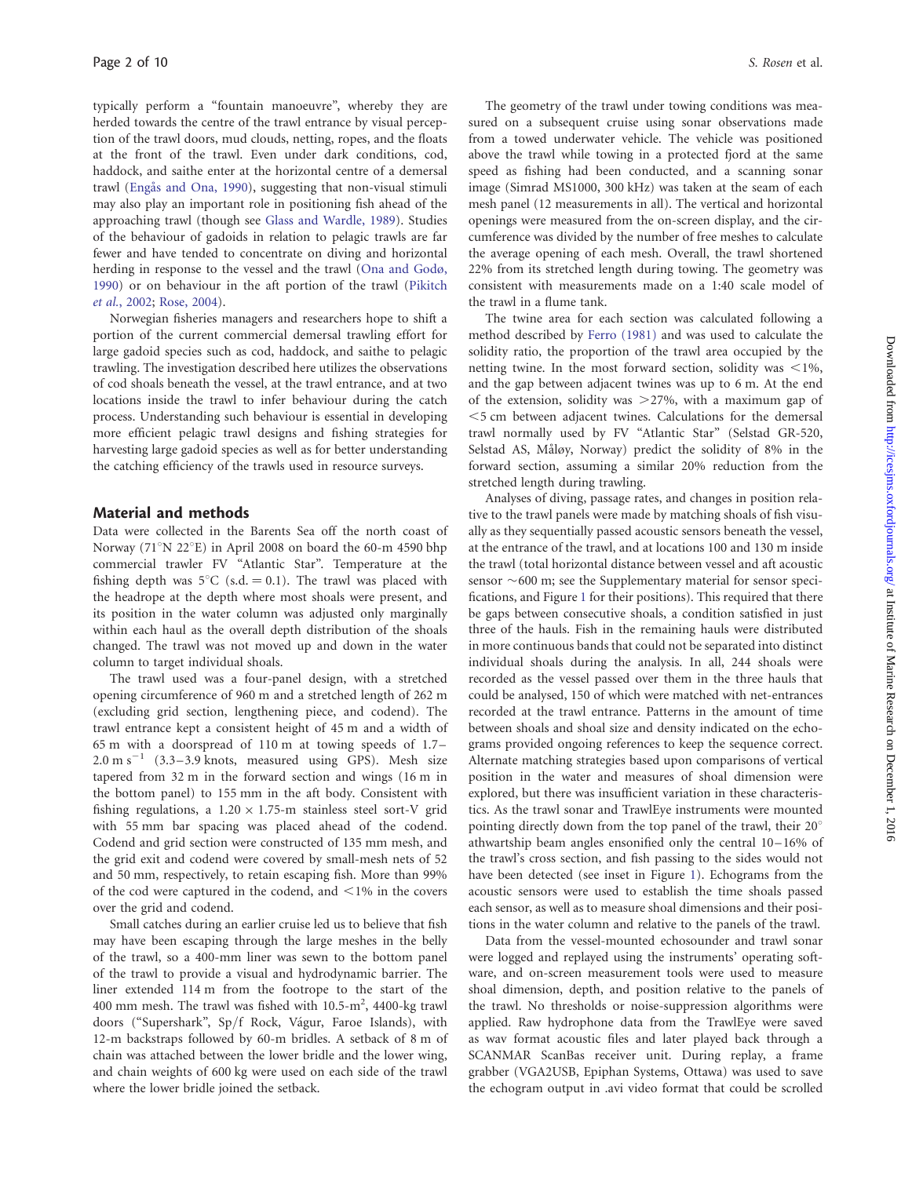typically perform a "fountain manoeuvre", whereby they are herded towards the centre of the trawl entrance by visual perception of the trawl doors, mud clouds, netting, ropes, and the floats at the front of the trawl. Even under dark conditions, cod, haddock, and saithe enter at the horizontal centre of a demersal trawl (Engås and Ona, 1990), suggesting that non-visual stimuli may also play an important role in positioning fish ahead of the approaching trawl (though see Glass and Wardle, 1989). Studies of the behaviour of gadoids in relation to pelagic trawls are far fewer and have tended to concentrate on diving and horizontal herding in response to the vessel and the trawl (Ona and Godø, 1990) or on behaviour in the aft portion of the trawl (Pikitch *et al.*, 2002; Rose, 2004).

Norwegian fisheries managers and researchers hope to shift a portion of the current commercial demersal trawling effort for large gadoid species such as cod, haddock, and saithe to pelagic trawling. The investigation described here utilizes the observations of cod shoals beneath the vessel, at the trawl entrance, and at two locations inside the trawl to infer behaviour during the catch process. Understanding such behaviour is essential in developing more efficient pelagic trawl designs and fishing strategies for harvesting large gadoid species as well as for better understanding the catching efficiency of the trawls used in resource surveys.

## Material and methods

Data were collected in the Barents Sea off the north coast of Norway (71°N 22°E) in April 2008 on board the 60-m 4590 bhp commercial trawler FV "Atlantic Star". Temperature at the fishing depth was 5°C (s.d. = 0.1). The trawl was placed with the headrope at the depth where most shoals were present, and its position in the water column was adjusted only marginally within each haul as the overall depth distribution of the shoals changed. The trawl was not moved up and down in the water column to target individual shoals.

The trawl used was a four-panel design, with a stretched opening circumference of 960 m and a stretched length of 262 m (excluding grid section, lengthening piece, and codend). The trawl entrance kept a consistent height of 45 m and a width of 65 m with a doorspread of 110 m at towing speeds of 1.7–2.0 m $s^{-1}$ (3.3–3.9 knots, measured using GPS). Mesh size tapered from 32 m in the forward section and wings (16 m in the bottom panel) to 155 mm in the aft body. Consistent with fishing regulations, a 1.20 × 1.75-m stainless steel sort-V grid with 55 mm bar spacing was placed ahead of the codend. Codend and grid section were constructed of 135 mm mesh, and the grid exit and codend were covered by small-mesh nets of 52 and 50 mm, respectively, to retain escaping fish. More than 99% of the cod were captured in the codend, and <1% in the covers over the grid and codend.

Small catches during an earlier cruise led us to believe that fish may have been escaping through the large meshes in the belly of the trawl, so a 400-mm liner was sewn to the bottom panel of the trawl to provide a visual and hydrodynamic barrier. The liner extended 114 m from the footrope to the start of the 400 mm mesh. The trawl was fished with 10.5-$m^2$, 4400-kg trawl doors ("Supershark", Sp/f Rock, Vágur, Faroe Islands), with 12-m backstraps followed by 60-m bridles. A setback of 8 m of chain was attached between the lower bridle and the lower wing, and chain weights of 600 kg were used on each side of the trawl where the lower bridle joined the setback.

The geometry of the trawl under towing conditions was measured on a subsequent cruise using sonar observations made from a towed underwater vehicle. The vehicle was positioned above the trawl while towing in a protected fjord at the same speed as fishing had been conducted, and a scanning sonar image (Simrad MS1000, 300 kHz) was taken at the seam of each mesh panel (12 measurements in all). The vertical and horizontal openings were measured from the on-screen display, and the circumference was divided by the number of free meshes to calculate the average opening of each mesh. Overall, the trawl shortened 22% from its stretched length during towing. The geometry was consistent with measurements made on a 1:40 scale model of the trawl in a flume tank.

The twine area for each section was calculated following a method described by Ferro (1981) and was used to calculate the solidity ratio, the proportion of the trawl area occupied by the netting twine. In the most forward section, solidity was <1%, and the gap between adjacent twines was up to 6 m. At the end of the extension, solidity was >27%, with a maximum gap of <5 cm between adjacent twines. Calculations for the demersal trawl normally used by FV "Atlantic Star" (Selstad GR-520, Selstad AS, Måløy, Norway) predict the solidity of 8% in the forward section, assuming a similar 20% reduction from the stretched length during trawling.

Analyses of diving, passage rates, and changes in position relative to the trawl panels were made by matching shoals of fish visually as they sequentially passed acoustic sensors beneath the vessel, at the entrance of the trawl, and at locations 100 and 130 m inside the trawl (total horizontal distance between vessel and aft acoustic sensor ~600 m; see the Supplementary material for sensor specifications, and Figure 1 for their positions). This required that there be gaps between consecutive shoals, a condition satisfied in just three of the hauls. Fish in the remaining hauls were distributed in more continuous bands that could not be separated into distinct individual shoals during the analysis. In all, 244 shoals were recorded as the vessel passed over them in the three hauls that could be analysed, 150 of which were matched with net-entrances recorded at the trawl entrance. Patterns in the amount of time between shoals and shoal size and density indicated on the echograms provided ongoing references to keep the sequence correct. Alternate matching strategies based upon comparisons of vertical position in the water and measures of shoal dimension were explored, but there was insufficient variation in these characteristics. As the trawl sonar and TrawlEye instruments were mounted pointing directly down from the top panel of the trawl, their 20° athwartship beam angles ensonified only the central 10–16% of the trawl's cross section, and fish passing to the sides would not have been detected (see inset in Figure 1). Echograms from the acoustic sensors were used to establish the time shoals passed each sensor, as well as to measure shoal dimensions and their positions in the water column and relative to the panels of the trawl.

Data from the vessel-mounted echosounder and trawl sonar were logged and replayed using the instruments' operating software, and on-screen measurement tools were used to measure shoal dimension, depth, and position relative to the panels of the trawl. No thresholds or noise-suppression algorithms were applied. Raw hydrophone data from the TrawlEye were saved as wav format acoustic files and later played back through a SCANMAR ScanBas receiver unit. During replay, a frame grabber (VGA2USB, Epiphan Systems, Ottawa) was used to save the echogram output in .avi video format that could be scrolled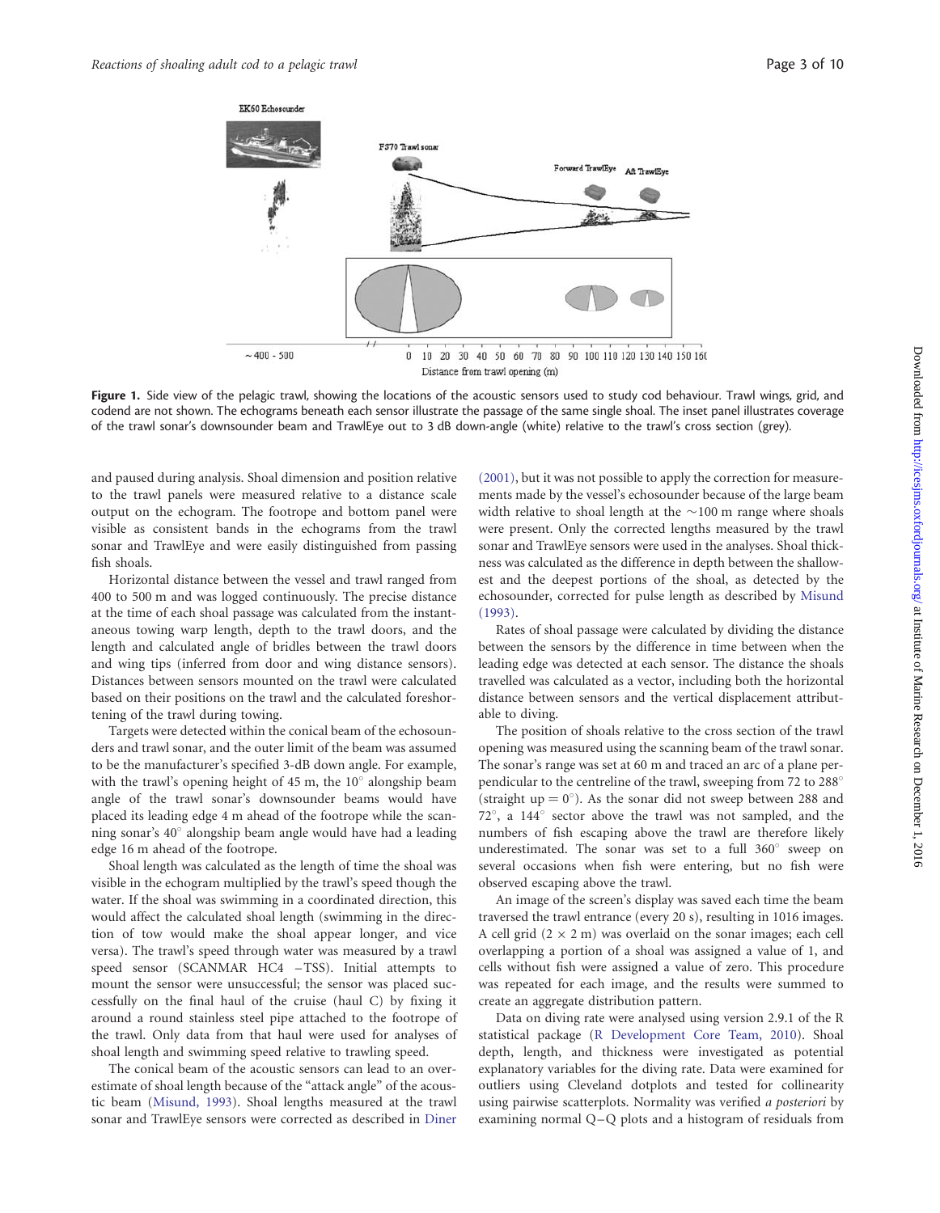Figure 1. Side view of the pelagic trawl, showing the locations of the acoustic sensors used to study cod behaviour. Trawl wings, grid, and codend are not shown. The echograms beneath each sensor illustrate the passage of the same single shoal. The inset panel illustrates coverage of the trawl sonar's downsounder beam and TrawlEye out to 3 dB down-angle (white) relative to the trawl's cross section (grey).

and paused during analysis. Shoal dimension and position relative to the trawl panels were measured relative to a distance scale output on the echogram. The footrope and bottom panel were visible as consistent bands in the echograms from the trawl sonar and TrawlEye and were easily distinguished from passing fish shoals.

Horizontal distance between the vessel and trawl ranged from 400 to 500 m and was logged continuously. The precise distance at the time of each shoal passage was calculated from the instantaneous towing warp length, depth to the trawl doors, and the length and calculated angle of bridles between the trawl doors and wing tips (inferred from door and wing distance sensors). Distances between sensors mounted on the trawl were calculated based on their positions on the trawl and the calculated foreshortening of the trawl during towing.

Targets were detected within the conical beam of the echosounders and trawl sonar, and the outer limit of the beam was assumed to be the manufacturer's specified 3-dB down angle. For example, with the trawl's opening height of 45 m, the 10° alongship beam angle of the trawl sonar's downsounder beams would have placed its leading edge 4 m ahead of the footrope while the scanning sonar's 40° alongship beam angle would have had a leading edge 16 m ahead of the footrope.

Shoal length was calculated as the length of time the shoal was visible in the echogram multiplied by the trawl's speed though the water. If the shoal was swimming in a coordinated direction, this would affect the calculated shoal length (swimming in the direction of tow would make the shoal appear longer, and vice versa). The trawl's speed through water was measured by a trawl speed sensor (SCANMAR HC4 –TSS). Initial attempts to mount the sensor were unsuccessful; the sensor was placed successfully on the final haul of the cruise (haul C) by fixing it around a round stainless steel pipe attached to the footrope of the trawl. Only data from that haul were used for analyses of shoal length and swimming speed relative to trawling speed.

The conical beam of the acoustic sensors can lead to an overestimate of shoal length because of the "attack angle" of the acoustic beam (Misund, 1993). Shoal lengths measured at the trawl sonar and TrawlEye sensors were corrected as described in Diner (2001), but it was not possible to apply the correction for measurements made by the vessel's echosounder because of the large beam width relative to shoal length at the ~100 m range where shoals were present. Only the corrected lengths measured by the trawl sonar and TrawlEye sensors were used in the analyses. Shoal thickness was calculated as the difference in depth between the shallowest and the deepest portions of the shoal, as detected by the echosounder, corrected for pulse length as described by Misund (1993).

Rates of shoal passage were calculated by dividing the distance between the sensors by the difference in time between when the leading edge was detected at each sensor. The distance the shoals travelled was calculated as a vector, including both the horizontal distance between sensors and the vertical displacement attributable to diving.

The position of shoals relative to the cross section of the trawl opening was measured using the scanning beam of the trawl sonar. The sonar's range was set at 60 m and traced an arc of a plane perpendicular to the centreline of the trawl, sweeping from 72 to 288° (straight up = 0°). As the sonar did not sweep between 288 and 72°, a 144° sector above the trawl was not sampled, and the numbers of fish escaping above the trawl are therefore likely underestimated. The sonar was set to a full 360° sweep on several occasions when fish were entering, but no fish were observed escaping above the trawl.

An image of the screen's display was saved each time the beam traversed the trawl entrance (every 20 s), resulting in 1016 images. A cell grid ($2 \times 2$ m) was overlaid on the sonar images; each cell overlapping a portion of a shoal was assigned a value of 1, and cells without fish were assigned a value of zero. This procedure was repeated for each image, and the results were summed to create an aggregate distribution pattern.

Data on diving rate were analysed using version 2.9.1 of the R statistical package (R Development Core Team, 2010). Shoal depth, length, and thickness were investigated as potential explanatory variables for the diving rate. Data were examined for outliers using Cleveland dotplots and tested for collinearity using pairwise scatterplots. Normality was verified *a posteriori* by examining normal Q–Q plots and a histogram of residuals from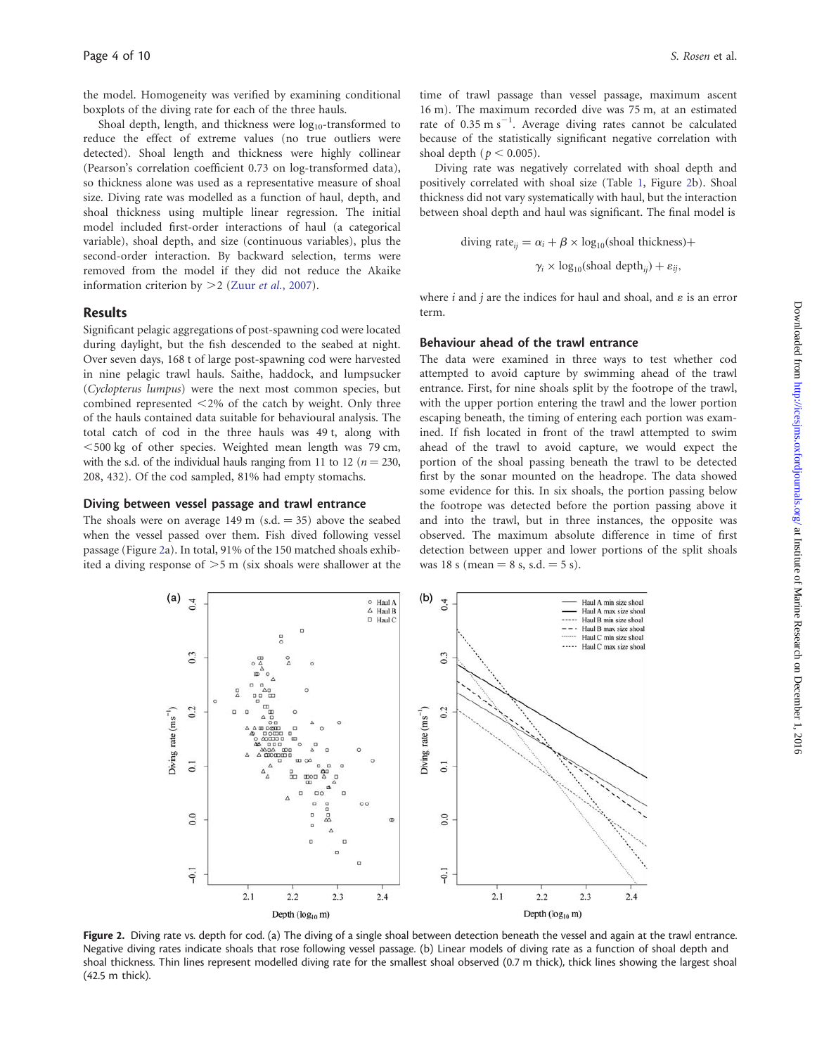the model. Homogeneity was verified by examining conditional boxplots of the diving rate for each of the three hauls.

Shoal depth, length, and thickness were $\log_{10}$-transformed to reduce the effect of extreme values (no true outliers were detected). Shoal length and thickness were highly collinear (Pearson's correlation coefficient 0.73 on log-transformed data), so thickness alone was used as a representative measure of shoal size. Diving rate was modelled as a function of haul, depth, and shoal thickness using multiple linear regression. The initial model included first-order interactions of haul (a categorical variable), shoal depth, and size (continuous variables), plus the second-order interaction. By backward selection, terms were removed from the model if they did not reduce the Akaike information criterion by >2 (Zuur *et al.*, 2007).

## Results

Significant pelagic aggregations of post-spawning cod were located during daylight, but the fish descended to the seabed at night. Over seven days, 168 t of large post-spawning cod were harvested in nine pelagic trawl hauls. Saithe, haddock, and lumpsucker (*Cyclopterus lumpus*) were the next most common species, but combined represented <2% of the catch by weight. Only three of the hauls contained data suitable for behavioural analysis. The total catch of cod in the three hauls was 49 t, along with <500 kg of other species. Weighted mean length was 79 cm, with the s.d. of the individual hauls ranging from 11 to 12 ($n = 230$, 208, 432). Of the cod sampled, 81% had empty stomachs.

### Diving between vessel passage and trawl entrance

The shoals were on average 149 m (s.d. = 35) above the seabed when the vessel passed over them. Fish dived following vessel passage (Figure 2a). In total, 91% of the 150 matched shoals exhibited a diving response of >5 m (six shoals were shallower at the time of trawl passage than vessel passage, maximum ascent 16 m). The maximum recorded dive was 75 m, at an estimated rate of 0.35 m s$^{-1}$. Average diving rates cannot be calculated because of the statistically significant negative correlation with shoal depth ($p < 0.005$).

Diving rate was negatively correlated with shoal depth and positively correlated with shoal size (Table 1, Figure 2b). Shoal thickness did not vary systematically with haul, but the interaction between shoal depth and haul was significant. The final model is

$$\text{diving rate}_{ij} = \alpha_i + \beta \times \log_{10}(\text{shoal thickness}) + \gamma_i \times \log_{10}(\text{shoal depth}_{ij}) + \varepsilon_{ij},$$

where $i$ and $j$ are the indices for haul and shoal, and $\varepsilon$ is an error term.

### Behaviour ahead of the trawl entrance

The data were examined in three ways to test whether cod attempted to avoid capture by swimming ahead of the trawl entrance. First, for nine shoals split by the footrope of the trawl, with the upper portion entering the trawl and the lower portion escaping beneath, the timing of entering each portion was examined. If fish located in front of the trawl attempted to swim ahead of the trawl to avoid capture, we would expect the portion of the shoal passing beneath the trawl to be detected first by the sonar mounted on the headrope. The data showed some evidence for this. In six shoals, the portion passing below the footrope was detected before the portion passing above it and into the trawl, but in three instances, the opposite was observed. The maximum absolute difference in time of first detection between upper and lower portions of the split shoals was 18 s (mean = 8 s, s.d. = 5 s).

**Figure 2.** Diving rate vs. depth for cod. (a) The diving of a single shoal between detection beneath the vessel and again at the trawl entrance. Negative diving rates indicate shoals that rose following vessel passage. (b) Linear models of diving rate as a function of shoal depth and shoal thickness. Thin lines represent modelled diving rate for the smallest shoal observed (0.7 m thick), thick lines showing the largest shoal (42.5 m thick).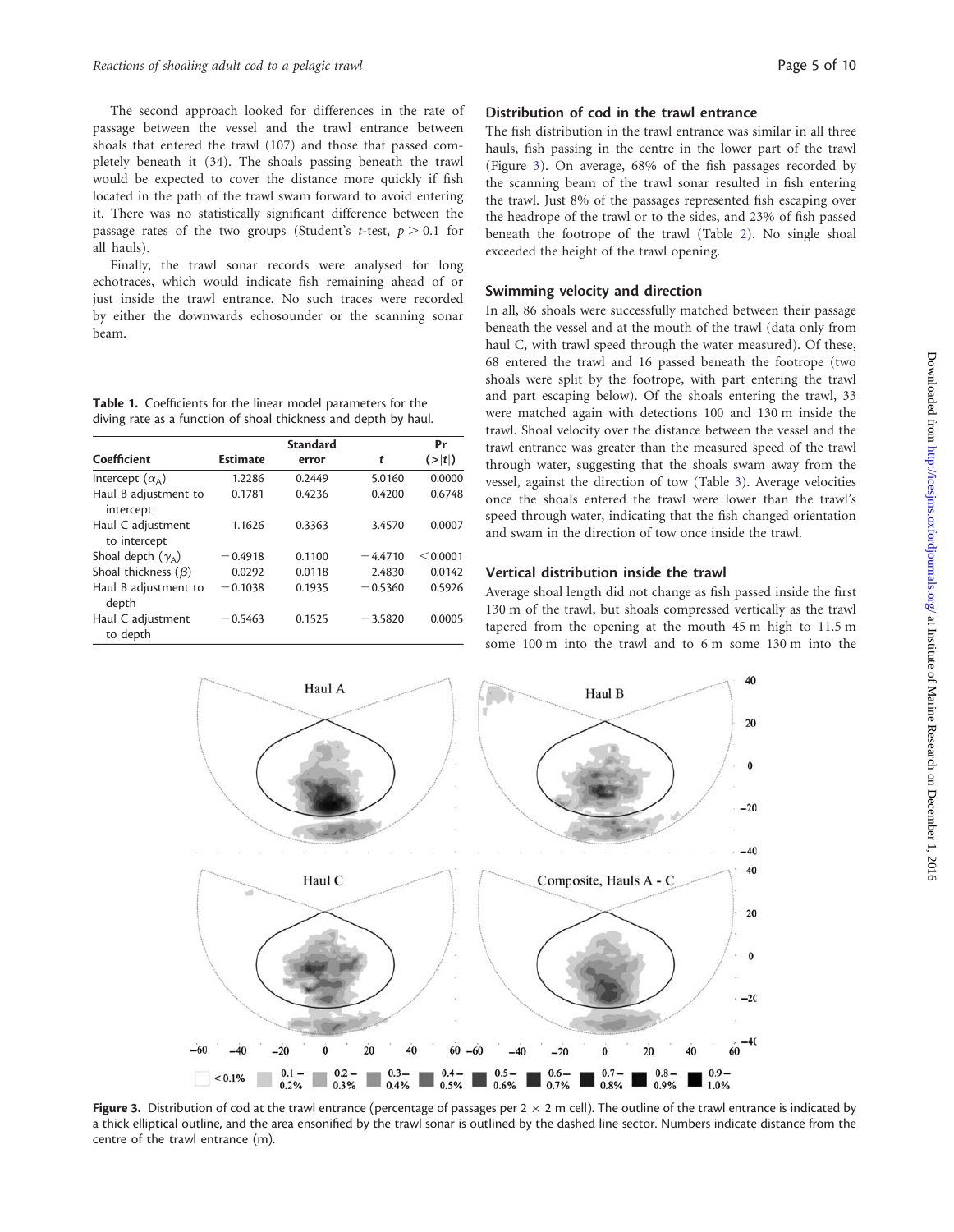The second approach looked for differences in the rate of passage between the vessel and the trawl entrance between shoals that entered the trawl (107) and those that passed completely beneath it (34). The shoals passing beneath the trawl would be expected to cover the distance more quickly if fish located in the path of the trawl swam forward to avoid entering it. There was no statistically significant difference between the passage rates of the two groups (Student's *t*-test, $p > 0.1$ for all hauls).

Finally, the trawl sonar records were analysed for long echotraces, which would indicate fish remaining ahead of or just inside the trawl entrance. No such traces were recorded by either the downwards echosounder or the scanning sonar beam.

**Table 1.** Coefficients for the linear model parameters for the diving rate as a function of shoal thickness and depth by haul.

| Coefficient | Estimate | Standard error | t | Pr (>\|t\|) |
|---|---|---|---|---|
| Intercept ($\alpha_A$) | 1.2286 | 0.2449 | 5.0160 | 0.0000 |
| Haul B adjustment to intercept | 0.1781 | 0.4236 | 0.4200 | 0.6748 |
| Haul C adjustment to intercept | 1.1626 | 0.3363 | 3.4570 | 0.0007 |
| Shoal depth ($\gamma_A$) | −0.4918 | 0.1100 | −4.4710 | <0.0001 |
| Shoal thickness ($\beta$) | 0.0292 | 0.0118 | 2.4830 | 0.0142 |
| Haul B adjustment to depth | −0.1038 | 0.1935 | −0.5360 | 0.5926 |
| Haul C adjustment to depth | −0.5463 | 0.1525 | −3.5820 | 0.0005 |

## Distribution of cod in the trawl entrance

The fish distribution in the trawl entrance was similar in all three hauls, fish passing in the centre in the lower part of the trawl (Figure 3). On average, 68% of the fish passages recorded by the scanning beam of the trawl sonar resulted in fish entering the trawl. Just 8% of the passages represented fish escaping over the headrope of the trawl or to the sides, and 23% of fish passed beneath the footrope of the trawl (Table 2). No single shoal exceeded the height of the trawl opening.

## Swimming velocity and direction

In all, 86 shoals were successfully matched between their passage beneath the vessel and at the mouth of the trawl (data only from haul C, with trawl speed through the water measured). Of these, 68 entered the trawl and 16 passed beneath the footrope (two shoals were split by the footrope, with part entering the trawl and part escaping below). Of the shoals entering the trawl, 33 were matched again with detections 100 and 130 m inside the trawl. Shoal velocity over the distance between the vessel and the trawl entrance was greater than the measured speed of the trawl through water, suggesting that the shoals swam away from the vessel, against the direction of tow (Table 3). Average velocities once the shoals entered the trawl were lower than the trawl's speed through water, indicating that the fish changed orientation and swam in the direction of tow once inside the trawl.

## Vertical distribution inside the trawl

Average shoal length did not change as fish passed inside the first 130 m of the trawl, but shoals compressed vertically as the trawl tapered from the opening at the mouth 45 m high to 11.5 m some 100 m into the trawl and to 6 m some 130 m into the

**Figure 3.** Distribution of cod at the trawl entrance (percentage of passages per 2 × 2 m cell). The outline of the trawl entrance is indicated by a thick elliptical outline, and the area ensonified by the trawl sonar is outlined by the dashed line sector. Numbers indicate distance from the centre of the trawl entrance (m).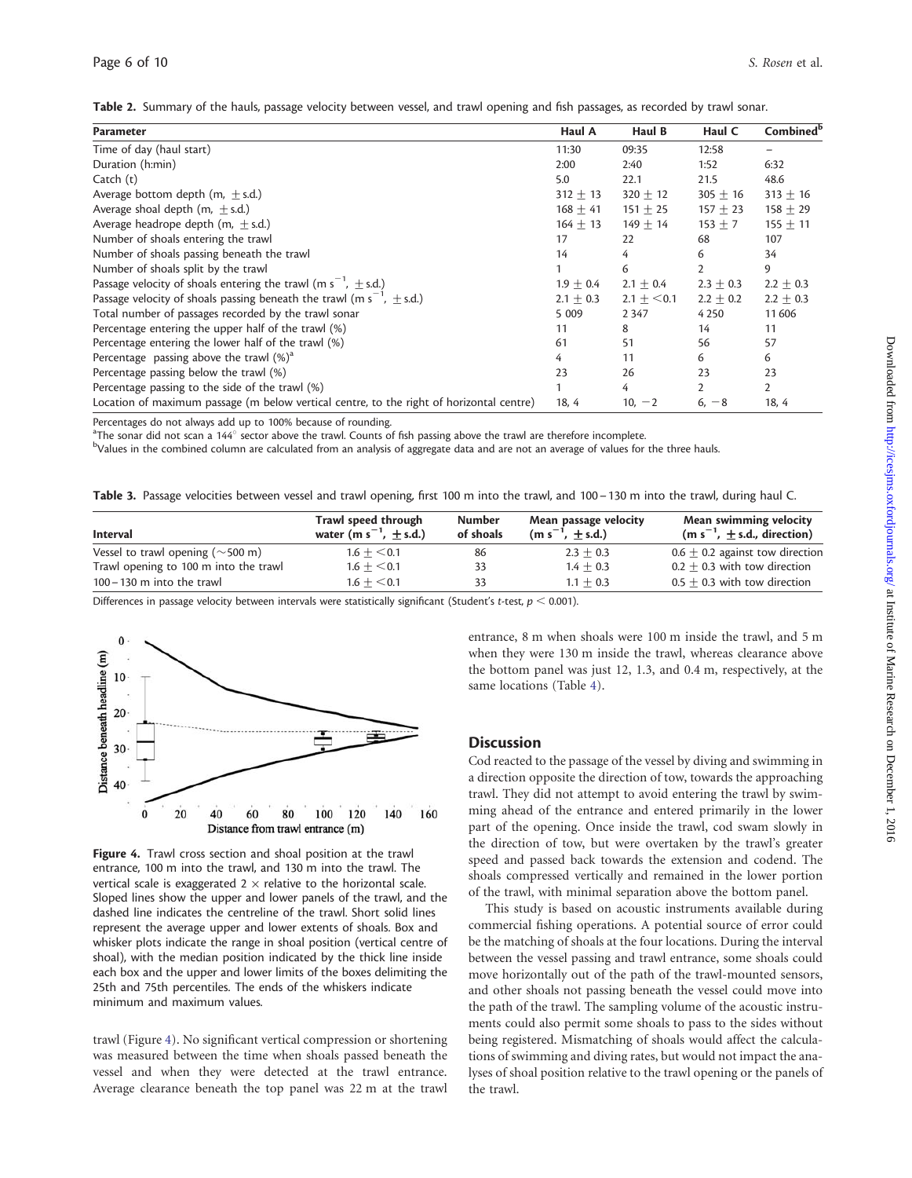**Table 2.** Summary of the hauls, passage velocity between vessel, and trawl opening and fish passages, as recorded by trawl sonar.

| Parameter | Haul A | Haul B | Haul C | Combined[b] |
|---|---|---|---|---|
| Time of day (haul start) | 11:30 | 09:35 | 12:58 | – |
| Duration (h:min) | 2:00 | 2:40 | 1:52 | 6:32 |
| Catch (t) | 5.0 | 22.1 | 21.5 | 48.6 |
| Average bottom depth (m, ± s.d.) | 312 ± 13 | 320 ± 12 | 305 ± 16 | 313 ± 16 |
| Average shoal depth (m, ± s.d.) | 168 ± 41 | 151 ± 25 | 157 ± 23 | 158 ± 29 |
| Average headrope depth (m, ± s.d.) | 164 ± 13 | 149 ± 14 | 153 ± 7 | 155 ± 11 |
| Number of shoals entering the trawl | 17 | 22 | 68 | 107 |
| Number of shoals passing beneath the trawl | 14 | 4 | 6 | 34 |
| Number of shoals split by the trawl | 1 | 6 | 2 | 9 |
| Passage velocity of shoals entering the trawl ($m\ s^{-1}$, ± s.d.) | 1.9 ± 0.4 | 2.1 ± 0.4 | 2.3 ± 0.3 | 2.2 ± 0.3 |
| Passage velocity of shoals passing beneath the trawl ($m\ s^{-1}$, ± s.d.) | 2.1 ± 0.3 | 2.1 ± <0.1 | 2.2 ± 0.2 | 2.2 ± 0.3 |
| Total number of passages recorded by the trawl sonar | 5 009 | 2 347 | 4 250 | 11 606 |
| Percentage entering the upper half of the trawl (%) | 11 | 8 | 14 | 11 |
| Percentage entering the lower half of the trawl (%) | 61 | 51 | 56 | 57 |
| Percentage passing above the trawl (%)[a] | 4 | 11 | 6 | 6 |
| Percentage passing below the trawl (%) | 23 | 26 | 23 | 23 |
| Percentage passing to the side of the trawl (%) | 1 | 4 | 2 | 2 |
| Location of maximum passage (m below vertical centre, to the right of horizontal centre) | 18, 4 | 10, −2 | 6, −8 | 18, 4 |

Percentages do not always add up to 100% because of rounding.

[a]The sonar did not scan a 144° sector above the trawl. Counts of fish passing above the trawl are therefore incomplete.

[b]Values in the combined column are calculated from an analysis of aggregate data and are not an average of values for the three hauls.

**Table 3.** Passage velocities between vessel and trawl opening, first 100 m into the trawl, and 100–130 m into the trawl, during haul C.

| Interval | Trawl speed through water ($m\ s^{-1}$, ± s.d.) | Number of shoals | Mean passage velocity ($m\ s^{-1}$, ± s.d.) | Mean swimming velocity ($m\ s^{-1}$, ± s.d., direction) |
|---|---|---|---|---|
| Vessel to trawl opening (~500 m) | 1.6 ± <0.1 | 86 | 2.3 ± 0.3 | 0.6 ± 0.2 against tow direction |
| Trawl opening to 100 m into the trawl | 1.6 ± <0.1 | 33 | 1.4 ± 0.3 | 0.2 ± 0.3 with tow direction |
| 100–130 m into the trawl | 1.6 ± <0.1 | 33 | 1.1 ± 0.3 | 0.5 ± 0.3 with tow direction |

Differences in passage velocity between intervals were statistically significant (Student's *t*-test, $p < 0.001$).

**Figure 4.** Trawl cross section and shoal position at the trawl entrance, 100 m into the trawl, and 130 m into the trawl. The vertical scale is exaggerated 2 × relative to the horizontal scale. Sloped lines show the upper and lower panels of the trawl, and the dashed line indicates the centreline of the trawl. Short solid lines represent the average upper and lower extents of shoals. Box and whisker plots indicate the range in shoal position (vertical centre of shoal), with the median position indicated by the thick line inside each box and the upper and lower limits of the boxes delimiting the 25th and 75th percentiles. The ends of the whiskers indicate minimum and maximum values.

trawl (Figure 4). No significant vertical compression or shortening was measured between the time when shoals passed beneath the vessel and when they were detected at the trawl entrance. Average clearance beneath the top panel was 22 m at the trawl entrance, 8 m when shoals were 100 m inside the trawl, and 5 m when they were 130 m inside the trawl, whereas clearance above the bottom panel was just 12, 1.3, and 0.4 m, respectively, at the same locations (Table 4).

## Discussion

Cod reacted to the passage of the vessel by diving and swimming in a direction opposite the direction of tow, towards the approaching trawl. They did not attempt to avoid entering the trawl by swimming ahead of the entrance and entered primarily in the lower part of the opening. Once inside the trawl, cod swam slowly in the direction of tow, but were overtaken by the trawl's greater speed and passed back towards the extension and codend. The shoals compressed vertically and remained in the lower portion of the trawl, with minimal separation above the bottom panel.

This study is based on acoustic instruments available during commercial fishing operations. A potential source of error could be the matching of shoals at the four locations. During the interval between the vessel passing and trawl entrance, some shoals could move horizontally out of the path of the trawl-mounted sensors, and other shoals not passing beneath the vessel could move into the path of the trawl. The sampling volume of the acoustic instruments could also permit some shoals to pass to the sides without being registered. Mismatching of shoals would affect the calculations of swimming and diving rates, but would not impact the analyses of shoal position relative to the trawl opening or the panels of the trawl.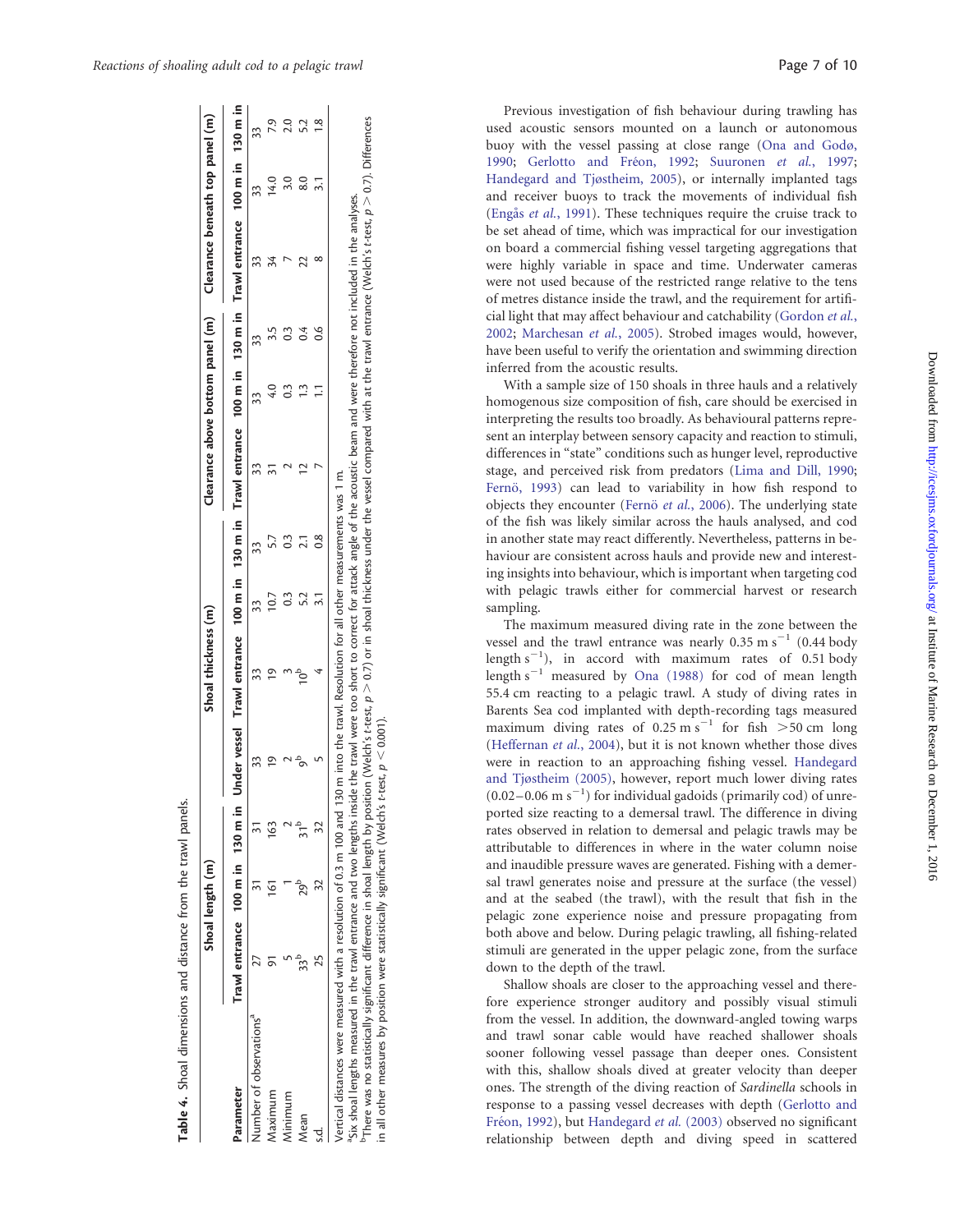**Table 4.** Shoal dimensions and distance from the trawl panels.

| Parameter | Shoal length (m) | | | Shoal thickness (m) | | | | Clearance above bottom panel (m) | | | Clearance beneath top panel (m) | | |
|---|---|---|---|---|---|---|---|---|---|---|---|---|---|
| | Trawl entrance | 100 m in | 130 m in | Under vessel | Trawl entrance | 100 m in | 130 m in | Trawl entrance | 100 m in | 130 m in | Trawl entrance | 100 m in | 130 m in |
| Number of observations[a] | 27 | 31 | 31 | 33 | 33 | 33 | 33 | 33 | 33 | 33 | 33 | 33 | 33 |
| Maximum | 91 | 161 | 163 | 19 | 19 | 10.7 | 5.7 | 31 | 4.0 | 3.5 | 34 | 14.0 | 7.9 |
| Minimum | 5 | 1 | 2 | 2 | 3 | 0.3 | 0.3 | 2 | 0.3 | 0.3 | 7 | 3.0 | 2.0 |
| Mean | 33[b] | 29[b] | 31[b] | 9[b] | 10[b] | 5.2 | 2.1 | 12 | 1.3 | 0.4 | 22 | 8.0 | 5.2 |
| s.d. | 25 | 32 | 32 | 5 | 4 | 3.1 | 0.8 | 7 | 1.1 | 0.6 | 8 | 3.1 | 1.8 |

Vertical distances were measured with a resolution of 0.3 m 100 and 130 m into the trawl. Resolution for all other measurements was 1 m.
[a]Six shoal lengths measured in the trawl entrance and two lengths inside the trawl were too short to correct for attack angle of the acoustic beam and were therefore not included in the analyses.
[b]There was no statistically significant difference in shoal length by position (Welch's *t*-test, $p > 0.7$) or in shoal thickness under the vessel compared with at the trawl entrance (Welch's *t*-test, $p > 0.7$). Differences in all other measures by position were statistically significant (Welch's *t*-test, $p < 0.001$).

Previous investigation of fish behaviour during trawling has used acoustic sensors mounted on a launch or autonomous buoy with the vessel passing at close range (Ona and Godø, 1990; Gerlotto and Fréon, 1992; Suuronen *et al.*, 1997; Handegard and Tjøstheim, 2005), or internally implanted tags and receiver buoys to track the movements of individual fish (Engås *et al.*, 1991). These techniques require the cruise track to be set ahead of time, which was impractical for our investigation on board a commercial fishing vessel targeting aggregations that were highly variable in space and time. Underwater cameras were not used because of the restricted range relative to the tens of metres distance inside the trawl, and the requirement for artificial light that may affect behaviour and catchability (Gordon *et al.*, 2002; Marchesan *et al.*, 2005). Strobed images would, however, have been useful to verify the orientation and swimming direction inferred from the acoustic results.

With a sample size of 150 shoals in three hauls and a relatively homogenous size composition of fish, care should be exercised in interpreting the results too broadly. As behavioural patterns represent an interplay between sensory capacity and reaction to stimuli, differences in "state" conditions such as hunger level, reproductive stage, and perceived risk from predators (Lima and Dill, 1990; Fernö, 1993) can lead to variability in how fish respond to objects they encounter (Fernö *et al.*, 2006). The underlying state of the fish was likely similar across the hauls analysed, and cod in another state may react differently. Nevertheless, patterns in behaviour are consistent across hauls and provide new and interesting insights into behaviour, which is important when targeting cod with pelagic trawls either for commercial harvest or research sampling.

The maximum measured diving rate in the zone between the vessel and the trawl entrance was nearly 0.35 m $s^{-1}$ (0.44 body length $s^{-1}$), in accord with maximum rates of 0.51 body length $s^{-1}$ measured by Ona (1988) for cod of mean length 55.4 cm reacting to a pelagic trawl. A study of diving rates in Barents Sea cod implanted with depth-recording tags measured maximum diving rates of 0.25 m $s^{-1}$ for fish >50 cm long (Heffernan *et al.*, 2004), but it is not known whether those dives were in reaction to an approaching fishing vessel. Handegard and Tjøstheim (2005), however, report much lower diving rates (0.02–0.06 m $s^{-1}$) for individual gadoids (primarily cod) of unreported size reacting to a demersal trawl. The difference in diving rates observed in relation to demersal and pelagic trawls may be attributable to differences in where in the water column noise and inaudible pressure waves are generated. Fishing with a demersal trawl generates noise and pressure at the surface (the vessel) and at the seabed (the trawl), with the result that fish in the pelagic zone experience noise and pressure propagating from both above and below. During pelagic trawling, all fishing-related stimuli are generated in the upper pelagic zone, from the surface down to the depth of the trawl.

Shallow shoals are closer to the approaching vessel and therefore experience stronger auditory and possibly visual stimuli from the vessel. In addition, the downward-angled towing warps and trawl sonar cable would have reached shallower shoals sooner following vessel passage than deeper ones. Consistent with this, shallow shoals dived at greater velocity than deeper ones. The strength of the diving reaction of *Sardinella* schools in response to a passing vessel decreases with depth (Gerlotto and Fréon, 1992), but Handegard *et al.* (2003) observed no significant relationship between depth and diving speed in scattered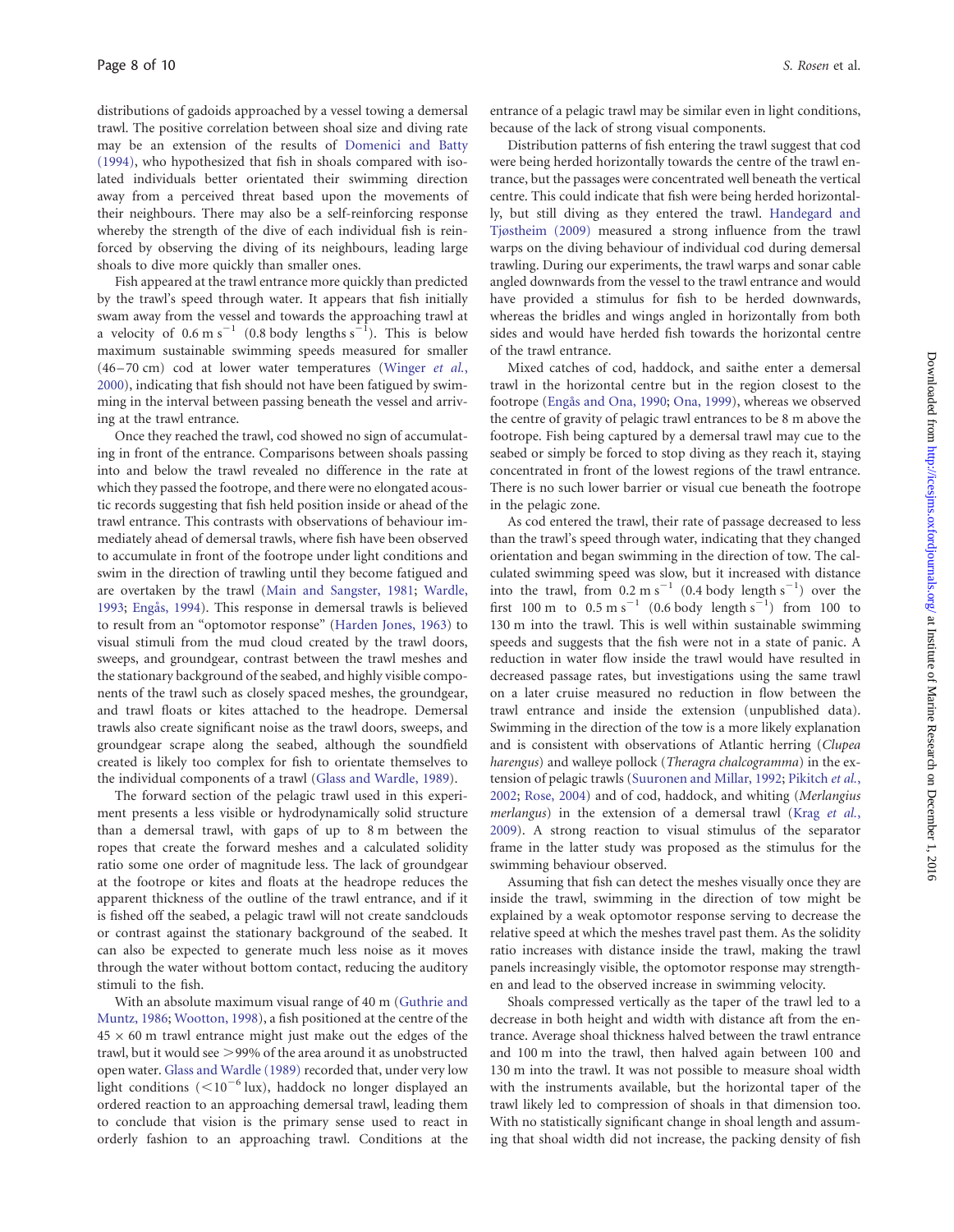distributions of gadoids approached by a vessel towing a demersal trawl. The positive correlation between shoal size and diving rate may be an extension of the results of Domenici and Batty (1994), who hypothesized that fish in shoals compared with isolated individuals better orientated their swimming direction away from a perceived threat based upon the movements of their neighbours. There may also be a self-reinforcing response whereby the strength of the dive of each individual fish is reinforced by observing the diving of its neighbours, leading large shoals to dive more quickly than smaller ones.

Fish appeared at the trawl entrance more quickly than predicted by the trawl's speed through water. It appears that fish initially swam away from the vessel and towards the approaching trawl at a velocity of $0.6\ \mathrm{m\ s^{-1}}$ (0.8 body lengths $\mathrm{s^{-1}}$). This is below maximum sustainable swimming speeds measured for smaller (46–70 cm) cod at lower water temperatures (Winger *et al.*, 2000), indicating that fish should not have been fatigued by swimming in the interval between passing beneath the vessel and arriving at the trawl entrance.

Once they reached the trawl, cod showed no sign of accumulating in front of the entrance. Comparisons between shoals passing into and below the trawl revealed no difference in the rate at which they passed the footrope, and there were no elongated acoustic records suggesting that fish held position inside or ahead of the trawl entrance. This contrasts with observations of behaviour immediately ahead of demersal trawls, where fish have been observed to accumulate in front of the footrope under light conditions and swim in the direction of trawling until they become fatigued and are overtaken by the trawl (Main and Sangster, 1981; Wardle, 1993; Engås, 1994). This response in demersal trawls is believed to result from an "optomotor response" (Harden Jones, 1963) to visual stimuli from the mud cloud created by the trawl doors, sweeps, and groundgear, contrast between the trawl meshes and the stationary background of the seabed, and highly visible components of the trawl such as closely spaced meshes, the groundgear, and trawl floats or kites attached to the headrope. Demersal trawls also create significant noise as the trawl doors, sweeps, and groundgear scrape along the seabed, although the soundfield created is likely too complex for fish to orientate themselves to the individual components of a trawl (Glass and Wardle, 1989).

The forward section of the pelagic trawl used in this experiment presents a less visible or hydrodynamically solid structure than a demersal trawl, with gaps of up to 8 m between the ropes that create the forward meshes and a calculated solidity ratio some one order of magnitude less. The lack of groundgear at the footrope or kites and floats at the headrope reduces the apparent thickness of the outline of the trawl entrance, and if it is fished off the seabed, a pelagic trawl will not create sandclouds or contrast against the stationary background of the seabed. It can also be expected to generate much less noise as it moves through the water without bottom contact, reducing the auditory stimuli to the fish.

With an absolute maximum visual range of 40 m (Guthrie and Muntz, 1986; Wootton, 1998), a fish positioned at the centre of the $45 \times 60$ m trawl entrance might just make out the edges of the trawl, but it would see >99% of the area around it as unobstructed open water. Glass and Wardle (1989) recorded that, under very low light conditions ($<10^{-6}$ lux), haddock no longer displayed an ordered reaction to an approaching demersal trawl, leading them to conclude that vision is the primary sense used to react in orderly fashion to an approaching trawl. Conditions at the entrance of a pelagic trawl may be similar even in light conditions, because of the lack of strong visual components.

Distribution patterns of fish entering the trawl suggest that cod were being herded horizontally towards the centre of the trawl entrance, but the passages were concentrated well beneath the vertical centre. This could indicate that fish were being herded horizontally, but still diving as they entered the trawl. Handegard and Tjøstheim (2009) measured a strong influence from the trawl warps on the diving behaviour of individual cod during demersal trawling. During our experiments, the trawl warps and sonar cable angled downwards from the vessel to the trawl entrance and would have provided a stimulus for fish to be herded downwards, whereas the bridles and wings angled in horizontally from both sides and would have herded fish towards the horizontal centre of the trawl entrance.

Mixed catches of cod, haddock, and saithe enter a demersal trawl in the horizontal centre but in the region closest to the footrope (Engås and Ona, 1990; Ona, 1999), whereas we observed the centre of gravity of pelagic trawl entrances to be 8 m above the footrope. Fish being captured by a demersal trawl may cue to the seabed or simply be forced to stop diving as they reach it, staying concentrated in front of the lowest regions of the trawl entrance. There is no such lower barrier or visual cue beneath the footrope in the pelagic zone.

As cod entered the trawl, their rate of passage decreased to less than the trawl's speed through water, indicating that they changed orientation and began swimming in the direction of tow. The calculated swimming speed was slow, but it increased with distance into the trawl, from $0.2\ \mathrm{m\ s^{-1}}$ (0.4 body length $\mathrm{s^{-1}}$) over the first 100 m to $0.5\ \mathrm{m\ s^{-1}}$ (0.6 body length $\mathrm{s^{-1}}$) from 100 to 130 m into the trawl. This is well within sustainable swimming speeds and suggests that the fish were not in a state of panic. A reduction in water flow inside the trawl would have resulted in decreased passage rates, but investigations using the same trawl on a later cruise measured no reduction in flow between the trawl entrance and inside the extension (unpublished data). Swimming in the direction of the tow is a more likely explanation and is consistent with observations of Atlantic herring (*Clupea harengus*) and walleye pollock (*Theragra chalcogramma*) in the extension of pelagic trawls (Suuronen and Millar, 1992; Pikitch *et al.*, 2002; Rose, 2004) and of cod, haddock, and whiting (*Merlangius merlangus*) in the extension of a demersal trawl (Krag *et al.*, 2009). A strong reaction to visual stimulus of the separator frame in the latter study was proposed as the stimulus for the swimming behaviour observed.

Assuming that fish can detect the meshes visually once they are inside the trawl, swimming in the direction of tow might be explained by a weak optomotor response serving to decrease the relative speed at which the meshes travel past them. As the solidity ratio increases with distance inside the trawl, making the trawl panels increasingly visible, the optomotor response may strengthen and lead to the observed increase in swimming velocity.

Shoals compressed vertically as the taper of the trawl led to a decrease in both height and width with distance aft from the entrance. Average shoal thickness halved between the trawl entrance and 100 m into the trawl, then halved again between 100 and 130 m into the trawl. It was not possible to measure shoal width with the instruments available, but the horizontal taper of the trawl likely led to compression of shoals in that dimension too. With no statistically significant change in shoal length and assuming that shoal width did not increase, the packing density of fish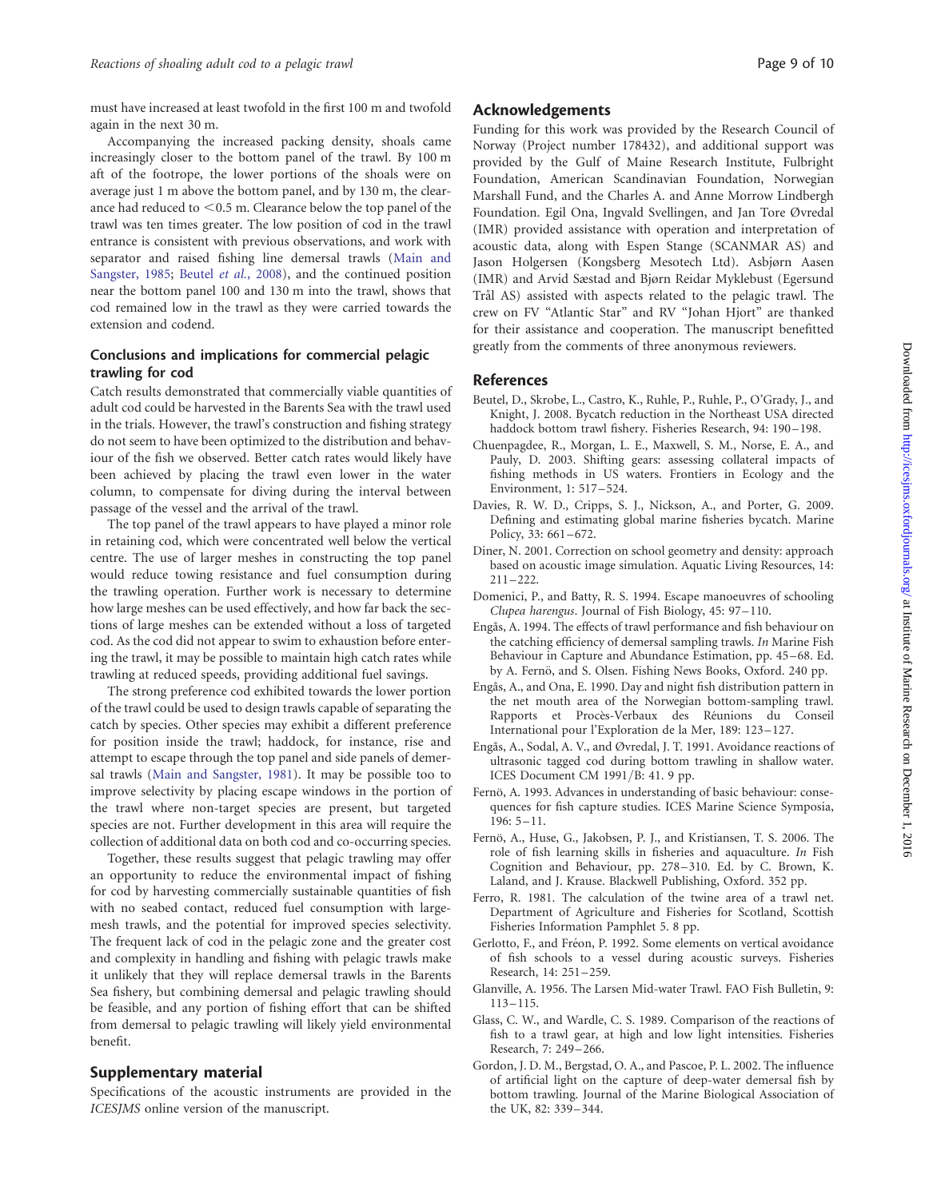must have increased at least twofold in the first 100 m and twofold again in the next 30 m.

Accompanying the increased packing density, shoals came increasingly closer to the bottom panel of the trawl. By 100 m aft of the footrope, the lower portions of the shoals were on average just 1 m above the bottom panel, and by 130 m, the clearance had reduced to <0.5 m. Clearance below the top panel of the trawl was ten times greater. The low position of cod in the trawl entrance is consistent with previous observations, and work with separator and raised fishing line demersal trawls (Main and Sangster, 1985; Beutel *et al.*, 2008), and the continued position near the bottom panel 100 and 130 m into the trawl, shows that cod remained low in the trawl as they were carried towards the extension and codend.

## Conclusions and implications for commercial pelagic trawling for cod

Catch results demonstrated that commercially viable quantities of adult cod could be harvested in the Barents Sea with the trawl used in the trials. However, the trawl's construction and fishing strategy do not seem to have been optimized to the distribution and behaviour of the fish we observed. Better catch rates would likely have been achieved by placing the trawl even lower in the water column, to compensate for diving during the interval between passage of the vessel and the arrival of the trawl.

The top panel of the trawl appears to have played a minor role in retaining cod, which were concentrated well below the vertical centre. The use of larger meshes in constructing the top panel would reduce towing resistance and fuel consumption during the trawling operation. Further work is necessary to determine how large meshes can be used effectively, and how far back the sections of large meshes can be extended without a loss of targeted cod. As the cod did not appear to swim to exhaustion before entering the trawl, it may be possible to maintain high catch rates while trawling at reduced speeds, providing additional fuel savings.

The strong preference cod exhibited towards the lower portion of the trawl could be used to design trawls capable of separating the catch by species. Other species may exhibit a different preference for position inside the trawl; haddock, for instance, rise and attempt to escape through the top panel and side panels of demersal trawls (Main and Sangster, 1981). It may be possible too to improve selectivity by placing escape windows in the portion of the trawl where non-target species are present, but targeted species are not. Further development in this area will require the collection of additional data on both cod and co-occurring species.

Together, these results suggest that pelagic trawling may offer an opportunity to reduce the environmental impact of fishing for cod by harvesting commercially sustainable quantities of fish with no seabed contact, reduced fuel consumption with large-mesh trawls, and the potential for improved species selectivity. The frequent lack of cod in the pelagic zone and the greater cost and complexity in handling and fishing with pelagic trawls make it unlikely that they will replace demersal trawls in the Barents Sea fishery, but combining demersal and pelagic trawling should be feasible, and any portion of fishing effort that can be shifted from demersal to pelagic trawling will likely yield environmental benefit.

## Supplementary material

Specifications of the acoustic instruments are provided in the *ICESJMS* online version of the manuscript.

## Acknowledgements

Funding for this work was provided by the Research Council of Norway (Project number 178432), and additional support was provided by the Gulf of Maine Research Institute, Fulbright Foundation, American Scandinavian Foundation, Norwegian Marshall Fund, and the Charles A. and Anne Morrow Lindbergh Foundation. Egil Ona, Ingvald Svellingen, and Jan Tore Øvredal (IMR) provided assistance with operation and interpretation of acoustic data, along with Espen Stange (SCANMAR AS) and Jason Holgersen (Kongsberg Mesotech Ltd). Asbjørn Aasen (IMR) and Arvid Sæstad and Bjørn Reidar Myklebust (Egersund Trål AS) assisted with aspects related to the pelagic trawl. The crew on FV "Atlantic Star" and RV "Johan Hjort" are thanked for their assistance and cooperation. The manuscript benefitted greatly from the comments of three anonymous reviewers.

## References

Beutel, D., Skrobe, L., Castro, K., Ruhle, P., Ruhle, P., O'Grady, J., and Knight, J. 2008. Bycatch reduction in the Northeast USA directed haddock bottom trawl fishery. Fisheries Research, 94: 190–198.

Chuenpagdee, R., Morgan, L. E., Maxwell, S. M., Norse, E. A., and Pauly, D. 2003. Shifting gears: assessing collateral impacts of fishing methods in US waters. Frontiers in Ecology and the Environment, 1: 517–524.

Davies, R. W. D., Cripps, S. J., Nickson, A., and Porter, G. 2009. Defining and estimating global marine fisheries bycatch. Marine Policy, 33: 661–672.

Diner, N. 2001. Correction on school geometry and density: approach based on acoustic image simulation. Aquatic Living Resources, 14: 211–222.

Domenici, P., and Batty, R. S. 1994. Escape manoeuvres of schooling *Clupea harengus*. Journal of Fish Biology, 45: 97–110.

Engås, A. 1994. The effects of trawl performance and fish behaviour on the catching efficiency of demersal sampling trawls. *In* Marine Fish Behaviour in Capture and Abundance Estimation, pp. 45–68. Ed. by A. Fernö, and S. Olsen. Fishing News Books, Oxford. 240 pp.

Engås, A., and Ona, E. 1990. Day and night fish distribution pattern in the net mouth area of the Norwegian bottom-sampling trawl. Rapports et Procès-Verbaux des Réunions du Conseil International pour l'Exploration de la Mer, 189: 123–127.

Engås, A., Sodal, A. V., and Øvredal, J. T. 1991. Avoidance reactions of ultrasonic tagged cod during bottom trawling in shallow water. ICES Document CM 1991/B: 41. 9 pp.

Fernö, A. 1993. Advances in understanding of basic behaviour: consequences for fish capture studies. ICES Marine Science Symposia, 196: 5–11.

Fernö, A., Huse, G., Jakobsen, P. J., and Kristiansen, T. S. 2006. The role of fish learning skills in fisheries and aquaculture. *In* Fish Cognition and Behaviour, pp. 278–310. Ed. by C. Brown, K. Laland, and J. Krause. Blackwell Publishing, Oxford. 352 pp.

Ferro, R. 1981. The calculation of the twine area of a trawl net. Department of Agriculture and Fisheries for Scotland, Scottish Fisheries Information Pamphlet 5. 8 pp.

Gerlotto, F., and Fréon, P. 1992. Some elements on vertical avoidance of fish schools to a vessel during acoustic surveys. Fisheries Research, 14: 251–259.

Glanville, A. 1956. The Larsen Mid-water Trawl. FAO Fish Bulletin, 9: 113–115.

Glass, C. W., and Wardle, C. S. 1989. Comparison of the reactions of fish to a trawl gear, at high and low light intensities. Fisheries Research, 7: 249–266.

Gordon, J. D. M., Bergstad, O. A., and Pascoe, P. L. 2002. The influence of artificial light on the capture of deep-water demersal fish by bottom trawling. Journal of the Marine Biological Association of the UK, 82: 339–344.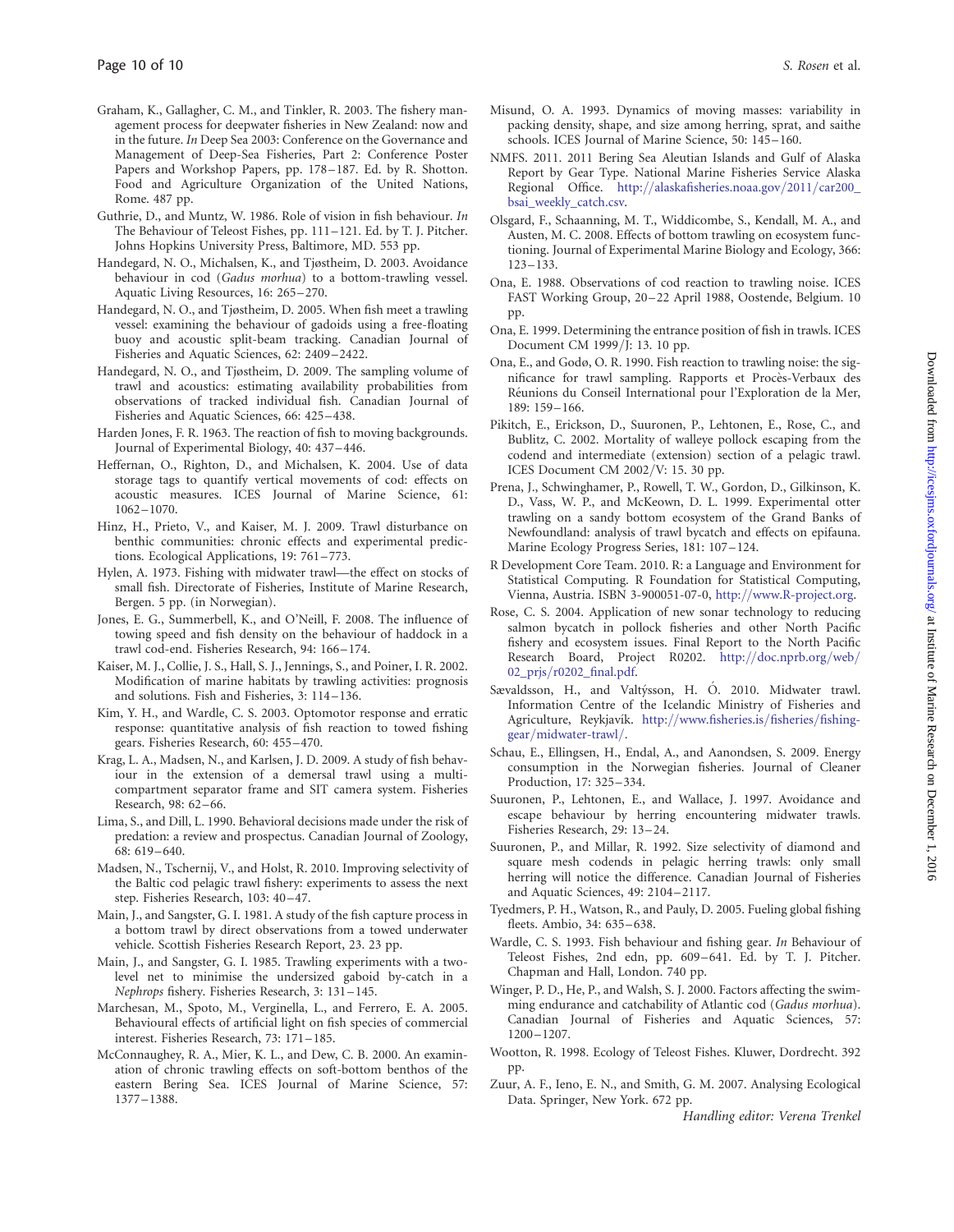Graham, K., Gallagher, C. M., and Tinkler, R. 2003. The fishery management process for deepwater fisheries in New Zealand: now and in the future. *In* Deep Sea 2003: Conference on the Governance and Management of Deep-Sea Fisheries, Part 2: Conference Poster Papers and Workshop Papers, pp. 178–187. Ed. by R. Shotton. Food and Agriculture Organization of the United Nations, Rome. 487 pp.

Guthrie, D., and Muntz, W. 1986. Role of vision in fish behaviour. *In* The Behaviour of Teleost Fishes, pp. 111–121. Ed. by T. J. Pitcher. Johns Hopkins University Press, Baltimore, MD. 553 pp.

Handegard, N. O., Michalsen, K., and Tjøstheim, D. 2003. Avoidance behaviour in cod (*Gadus morhua*) to a bottom-trawling vessel. Aquatic Living Resources, 16: 265–270.

Handegard, N. O., and Tjøstheim, D. 2005. When fish meet a trawling vessel: examining the behaviour of gadoids using a free-floating buoy and acoustic split-beam tracking. Canadian Journal of Fisheries and Aquatic Sciences, 62: 2409–2422.

Handegard, N. O., and Tjøstheim, D. 2009. The sampling volume of trawl and acoustics: estimating availability probabilities from observations of tracked individual fish. Canadian Journal of Fisheries and Aquatic Sciences, 66: 425–438.

Harden Jones, F. R. 1963. The reaction of fish to moving backgrounds. Journal of Experimental Biology, 40: 437–446.

Heffernan, O., Righton, D., and Michalsen, K. 2004. Use of data storage tags to quantify vertical movements of cod: effects on acoustic measures. ICES Journal of Marine Science, 61: 1062–1070.

Hinz, H., Prieto, V., and Kaiser, M. J. 2009. Trawl disturbance on benthic communities: chronic effects and experimental predictions. Ecological Applications, 19: 761–773.

Hylen, A. 1973. Fishing with midwater trawl—the effect on stocks of small fish. Directorate of Fisheries, Institute of Marine Research, Bergen. 5 pp. (in Norwegian).

Jones, E. G., Summerbell, K., and O'Neill, F. 2008. The influence of towing speed and fish density on the behaviour of haddock in a trawl cod-end. Fisheries Research, 94: 166–174.

Kaiser, M. J., Collie, J. S., Hall, S. J., Jennings, S., and Poiner, I. R. 2002. Modification of marine habitats by trawling activities: prognosis and solutions. Fish and Fisheries, 3: 114–136.

Kim, Y. H., and Wardle, C. S. 2003. Optomotor response and erratic response: quantitative analysis of fish reaction to towed fishing gears. Fisheries Research, 60: 455–470.

Krag, L. A., Madsen, N., and Karlsen, J. D. 2009. A study of fish behaviour in the extension of a demersal trawl using a multi-compartment separator frame and SIT camera system. Fisheries Research, 98: 62–66.

Lima, S., and Dill, L. 1990. Behavioral decisions made under the risk of predation: a review and prospectus. Canadian Journal of Zoology, 68: 619–640.

Madsen, N., Tschernij, V., and Holst, R. 2010. Improving selectivity of the Baltic cod pelagic trawl fishery: experiments to assess the next step. Fisheries Research, 103: 40–47.

Main, J., and Sangster, G. I. 1981. A study of the fish capture process in a bottom trawl by direct observations from a towed underwater vehicle. Scottish Fisheries Research Report, 23. 23 pp.

Main, J., and Sangster, G. I. 1985. Trawling experiments with a two-level net to minimise the undersized gaboid by-catch in a *Nephrops* fishery. Fisheries Research, 3: 131–145.

Marchesan, M., Spoto, M., Verginella, L., and Ferrero, E. A. 2005. Behavioural effects of artificial light on fish species of commercial interest. Fisheries Research, 73: 171–185.

McConnaughey, R. A., Mier, K. L., and Dew, C. B. 2000. An examination of chronic trawling effects on soft-bottom benthos of the eastern Bering Sea. ICES Journal of Marine Science, 57: 1377–1388.

Misund, O. A. 1993. Dynamics of moving masses: variability in packing density, shape, and size among herring, sprat, and saithe schools. ICES Journal of Marine Science, 50: 145–160.

NMFS. 2011. 2011 Bering Sea Aleutian Islands and Gulf of Alaska Report by Gear Type. National Marine Fisheries Service Alaska Regional Office. http://alaskafisheries.noaa.gov/2011/car200_bsai_weekly_catch.csv.

Olsgard, F., Schaanning, M. T., Widdicombe, S., Kendall, M. A., and Austen, M. C. 2008. Effects of bottom trawling on ecosystem functioning. Journal of Experimental Marine Biology and Ecology, 366: 123–133.

Ona, E. 1988. Observations of cod reaction to trawling noise. ICES FAST Working Group, 20–22 April 1988, Oostende, Belgium. 10 pp.

Ona, E. 1999. Determining the entrance position of fish in trawls. ICES Document CM 1999/J: 13. 10 pp.

Ona, E., and Godø, O. R. 1990. Fish reaction to trawling noise: the significance for trawl sampling. Rapports et Procès-Verbaux des Réunions du Conseil International pour l'Exploration de la Mer, 189: 159–166.

Pikitch, E., Erickson, D., Suuronen, P., Lehtonen, E., Rose, C., and Bublitz, C. 2002. Mortality of walleye pollock escaping from the codend and intermediate (extension) section of a pelagic trawl. ICES Document CM 2002/V: 15. 30 pp.

Prena, J., Schwinghamer, P., Rowell, T. W., Gordon, D., Gilkinson, K. D., Vass, W. P., and McKeown, D. L. 1999. Experimental otter trawling on a sandy bottom ecosystem of the Grand Banks of Newfoundland: analysis of trawl bycatch and effects on epifauna. Marine Ecology Progress Series, 181: 107–124.

R Development Core Team. 2010. R: a Language and Environment for Statistical Computing. R Foundation for Statistical Computing, Vienna, Austria. ISBN 3-900051-07-0, http://www.R-project.org.

Rose, C. S. 2004. Application of new sonar technology to reducing salmon bycatch in pollock fisheries and other North Pacific fishery and ecosystem issues. Final Report to the North Pacific Research Board, Project R0202. http://doc.nprb.org/web/02_prjs/r0202_final.pdf.

Sævaldsson, H., and Valtýsson, H. Ó. 2010. Midwater trawl. Information Centre of the Icelandic Ministry of Fisheries and Agriculture, Reykjavík. http://www.fisheries.is/fisheries/fishing-gear/midwater-trawl/.

Schau, E., Ellingsen, H., Endal, A., and Aanondsen, S. 2009. Energy consumption in the Norwegian fisheries. Journal of Cleaner Production, 17: 325–334.

Suuronen, P., Lehtonen, E., and Wallace, J. 1997. Avoidance and escape behaviour by herring encountering midwater trawls. Fisheries Research, 29: 13–24.

Suuronen, P., and Millar, R. 1992. Size selectivity of diamond and square mesh codends in pelagic herring trawls: only small herring will notice the difference. Canadian Journal of Fisheries and Aquatic Sciences, 49: 2104–2117.

Tyedmers, P. H., Watson, R., and Pauly, D. 2005. Fueling global fishing fleets. Ambio, 34: 635–638.

Wardle, C. S. 1993. Fish behaviour and fishing gear. *In* Behaviour of Teleost Fishes, 2nd edn, pp. 609–641. Ed. by T. J. Pitcher. Chapman and Hall, London. 740 pp.

Winger, P. D., He, P., and Walsh, S. J. 2000. Factors affecting the swimming endurance and catchability of Atlantic cod (*Gadus morhua*). Canadian Journal of Fisheries and Aquatic Sciences, 57: 1200–1207.

Wootton, R. 1998. Ecology of Teleost Fishes. Kluwer, Dordrecht. 392 pp.

Zuur, A. F., Ieno, E. N., and Smith, G. M. 2007. Analysing Ecological Data. Springer, New York. 672 pp.

*Handling editor: Verena Trenkel*